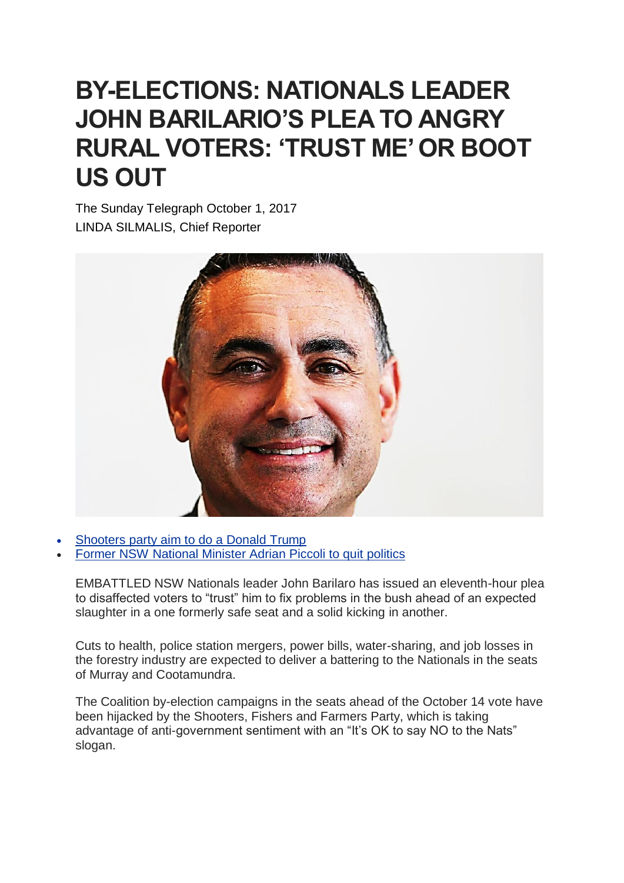# BY-ELECTIONS: NATIONALS LEADER JOHN BARILARIO'S PLEA TO ANGRY RURAL VOTERS: 'TRUST ME' OR BOOT US OUT

The Sunday Telegraph October 1, 2017
LINDA SILMALIS, Chief Reporter

- Shooters party aim to do a Donald Trump
- Former NSW National Minister Adrian Piccoli to quit politics

EMBATTLED NSW Nationals leader John Barilaro has issued an eleventh-hour plea to disaffected voters to "trust" him to fix problems in the bush ahead of an expected slaughter in a one formerly safe seat and a solid kicking in another.

Cuts to health, police station mergers, power bills, water-sharing, and job losses in the forestry industry are expected to deliver a battering to the Nationals in the seats of Murray and Cootamundra.

The Coalition by-election campaigns in the seats ahead of the October 14 vote have been hijacked by the Shooters, Fishers and Farmers Party, which is taking advantage of anti-government sentiment with an "It's OK to say NO to the Nats" slogan.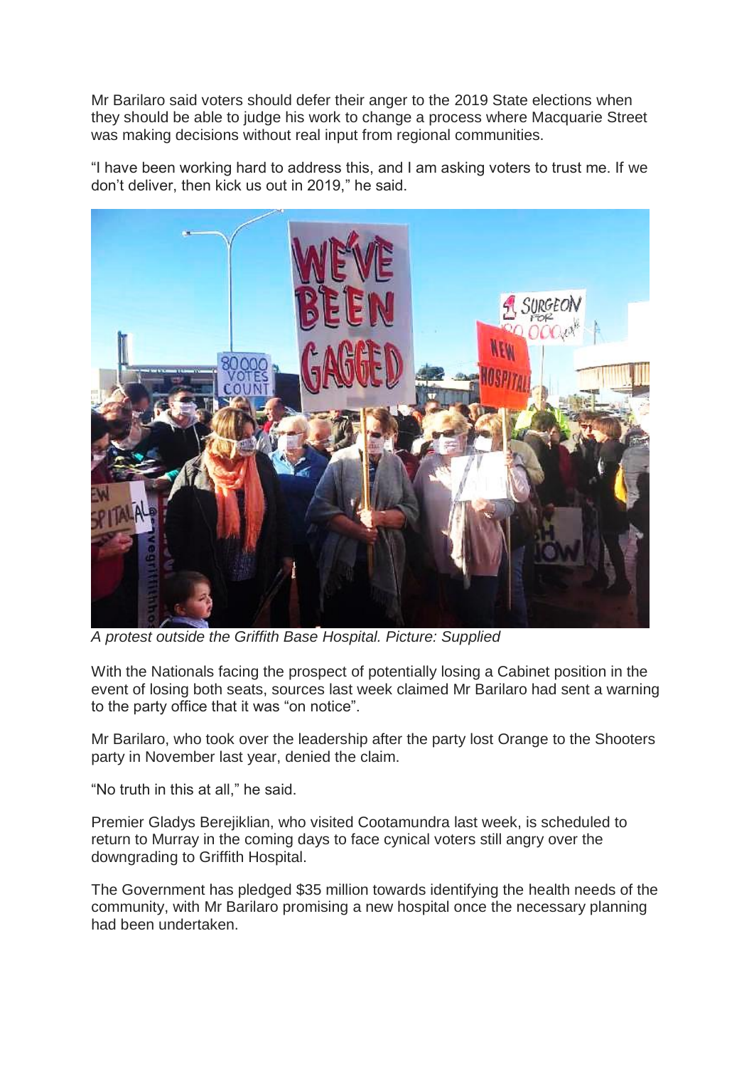Mr Barilaro said voters should defer their anger to the 2019 State elections when they should be able to judge his work to change a process where Macquarie Street was making decisions without real input from regional communities.

“I have been working hard to address this, and I am asking voters to trust me. If we don’t deliver, then kick us out in 2019,” he said.

*A protest outside the Griffith Base Hospital. Picture: Supplied*

With the Nationals facing the prospect of potentially losing a Cabinet position in the event of losing both seats, sources last week claimed Mr Barilaro had sent a warning to the party office that it was “on notice”.

Mr Barilaro, who took over the leadership after the party lost Orange to the Shooters party in November last year, denied the claim.

“No truth in this at all,” he said.

Premier Gladys Berejiklian, who visited Cootamundra last week, is scheduled to return to Murray in the coming days to face cynical voters still angry over the downgrading to Griffith Hospital.

The Government has pledged $35 million towards identifying the health needs of the community, with Mr Barilaro promising a new hospital once the necessary planning had been undertaken.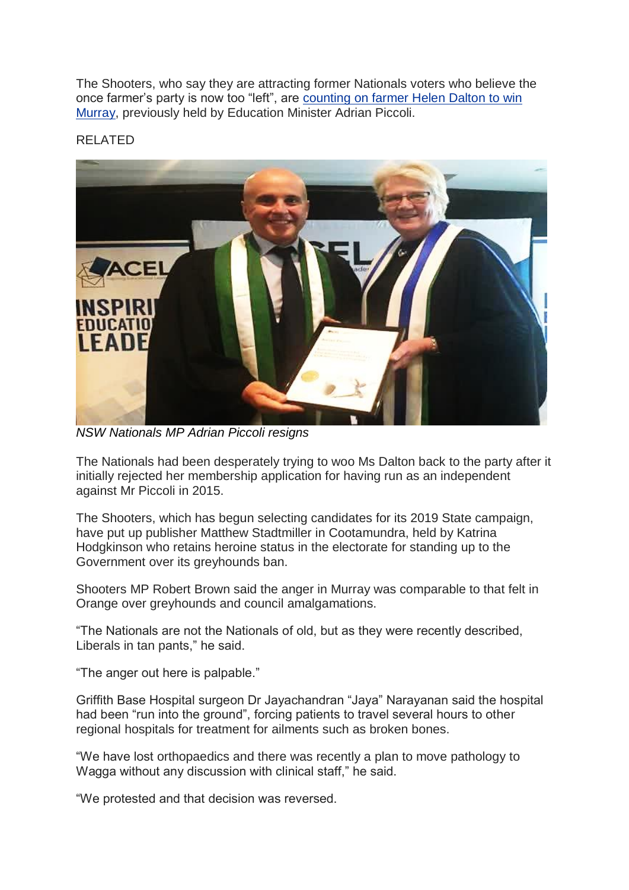The Shooters, who say they are attracting former Nationals voters who believe the once farmer's party is now too "left", are [counting on farmer Helen Dalton to win Murray](), previously held by Education Minister Adrian Piccoli.

RELATED

*NSW Nationals MP Adrian Piccoli resigns*

The Nationals had been desperately trying to woo Ms Dalton back to the party after it initially rejected her membership application for having run as an independent against Mr Piccoli in 2015.

The Shooters, which has begun selecting candidates for its 2019 State campaign, have put up publisher Matthew Stadtmiller in Cootamundra, held by Katrina Hodgkinson who retains heroine status in the electorate for standing up to the Government over its greyhounds ban.

Shooters MP Robert Brown said the anger in Murray was comparable to that felt in Orange over greyhounds and council amalgamations.

"The Nationals are not the Nationals of old, but as they were recently described, Liberals in tan pants," he said.

"The anger out here is palpable."

Griffith Base Hospital surgeon Dr Jayachandran "Jaya" Narayanan said the hospital had been "run into the ground", forcing patients to travel several hours to other regional hospitals for treatment for ailments such as broken bones.

"We have lost orthopaedics and there was recently a plan to move pathology to Wagga without any discussion with clinical staff," he said.

"We protested and that decision was reversed.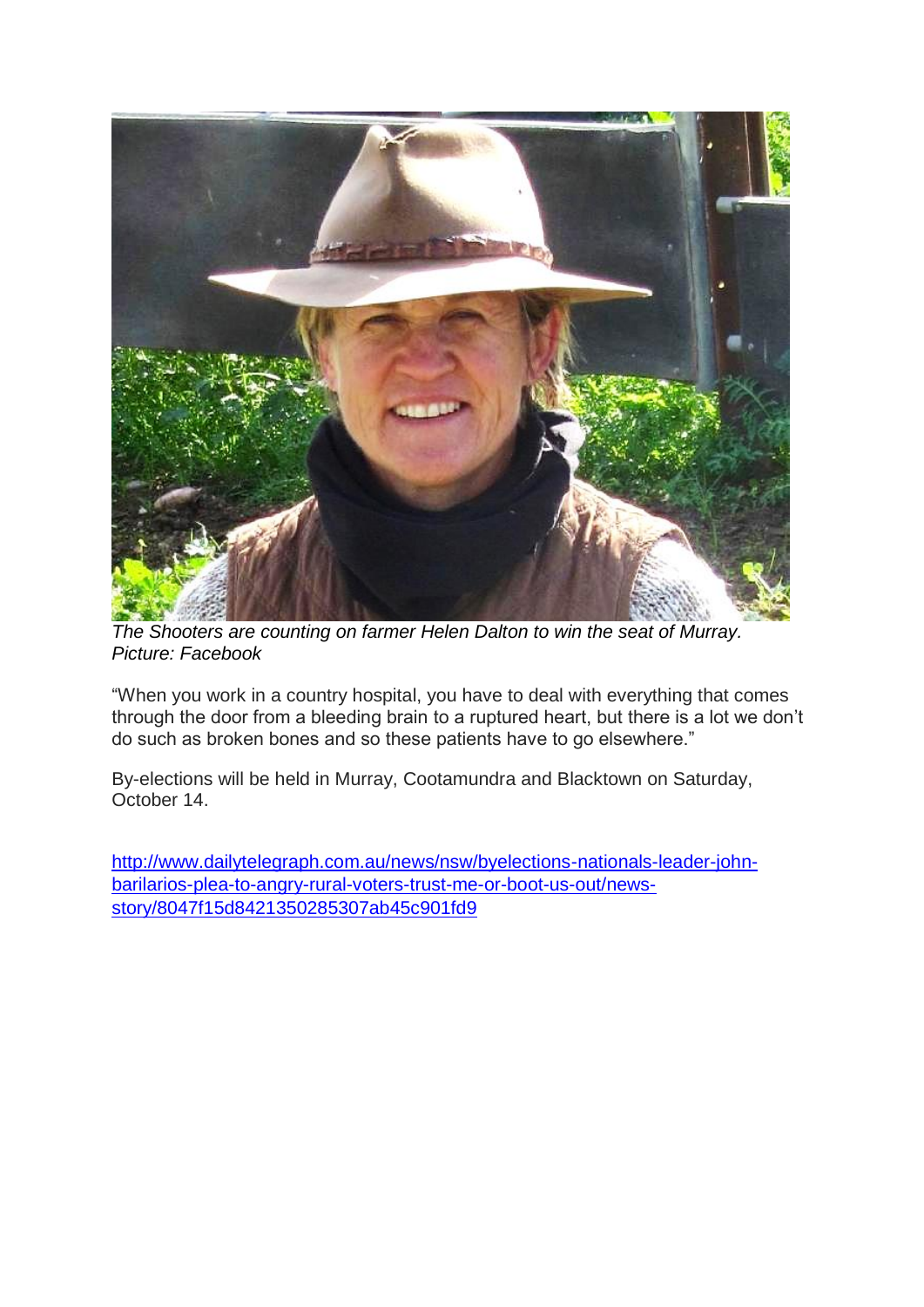*The Shooters are counting on farmer Helen Dalton to win the seat of Murray. Picture: Facebook*

"When you work in a country hospital, you have to deal with everything that comes through the door from a bleeding brain to a ruptured heart, but there is a lot we don't do such as broken bones and so these patients have to go elsewhere."

By-elections will be held in Murray, Cootamundra and Blacktown on Saturday, October 14.

[http://www.dailytelegraph.com.au/news/nsw/byelections-nationals-leader-john-barilarios-plea-to-angry-rural-voters-trust-me-or-boot-us-out/news-story/8047f15d8421350285307ab45c901fd9](http://www.dailytelegraph.com.au/news/nsw/byelections-nationals-leader-john-barilarios-plea-to-angry-rural-voters-trust-me-or-boot-us-out/news-story/8047f15d8421350285307ab45c901fd9)